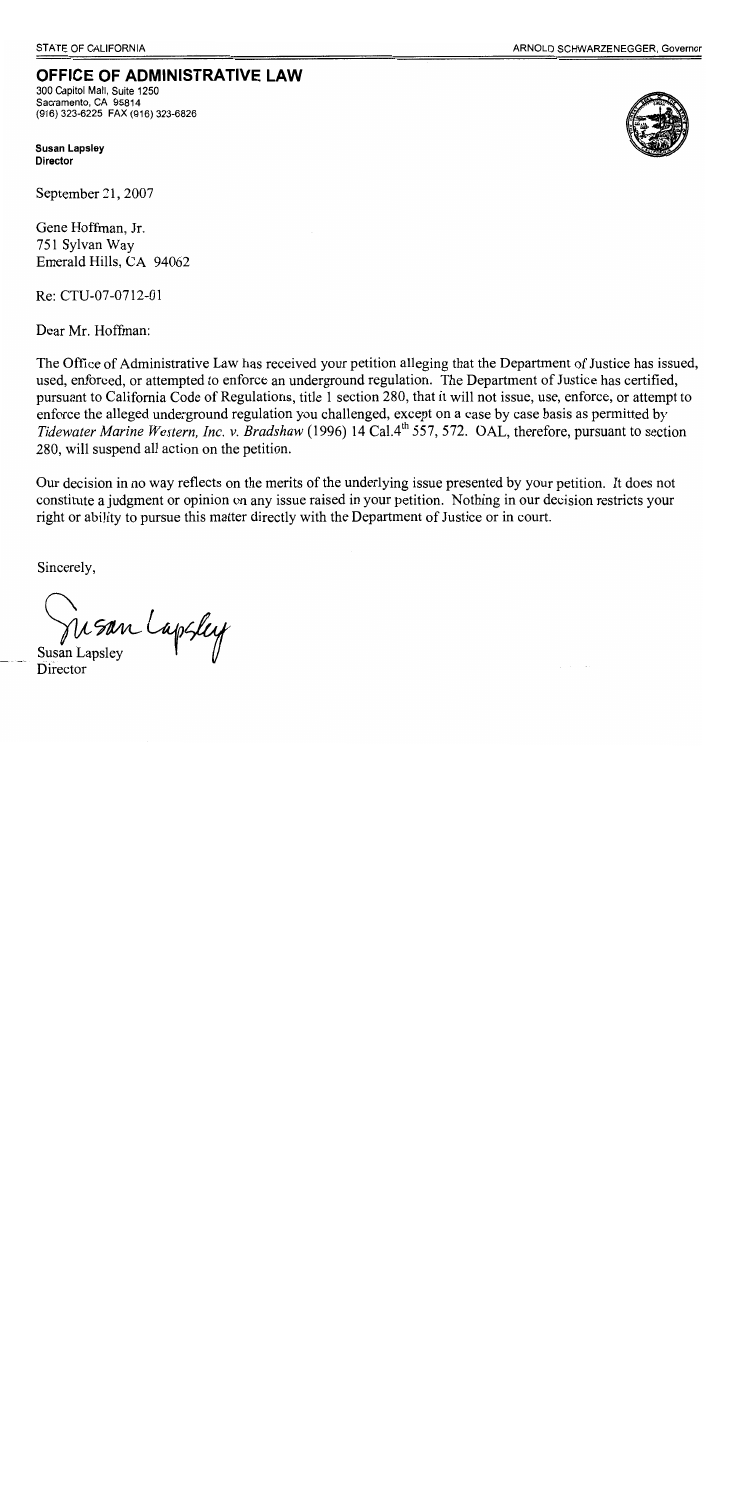STATE OF CALIFORNIA — ARNOLD SCHWARZENEGGER, Governor

# OFFICE OF ADMINISTRATIVE LAW

300 Capitol Mall, Suite 1250
Sacramento, CA 95814
(916) 323-6225 FAX (916) 323-6826

**Susan Lapsley**
**Director**

September 21, 2007

Gene Hoffman, Jr.
751 Sylvan Way
Emerald Hills, CA 94062

Re: CTU-07-0712-01

Dear Mr. Hoffman:

The Office of Administrative Law has received your petition alleging that the Department of Justice has issued, used, enforced, or attempted to enforce an underground regulation. The Department of Justice has certified, pursuant to California Code of Regulations, title 1 section 280, that it will not issue, use, enforce, or attempt to enforce the alleged underground regulation you challenged, except on a case by case basis as permitted by *Tidewater Marine Western, Inc. v. Bradshaw* (1996) 14 Cal.4th 557, 572. OAL, therefore, pursuant to section 280, will suspend all action on the petition.

Our decision in no way reflects on the merits of the underlying issue presented by your petition. It does not constitute a judgment or opinion on any issue raised in your petition. Nothing in our decision restricts your right or ability to pursue this matter directly with the Department of Justice or in court.

Sincerely,

Susan Lapsley
Director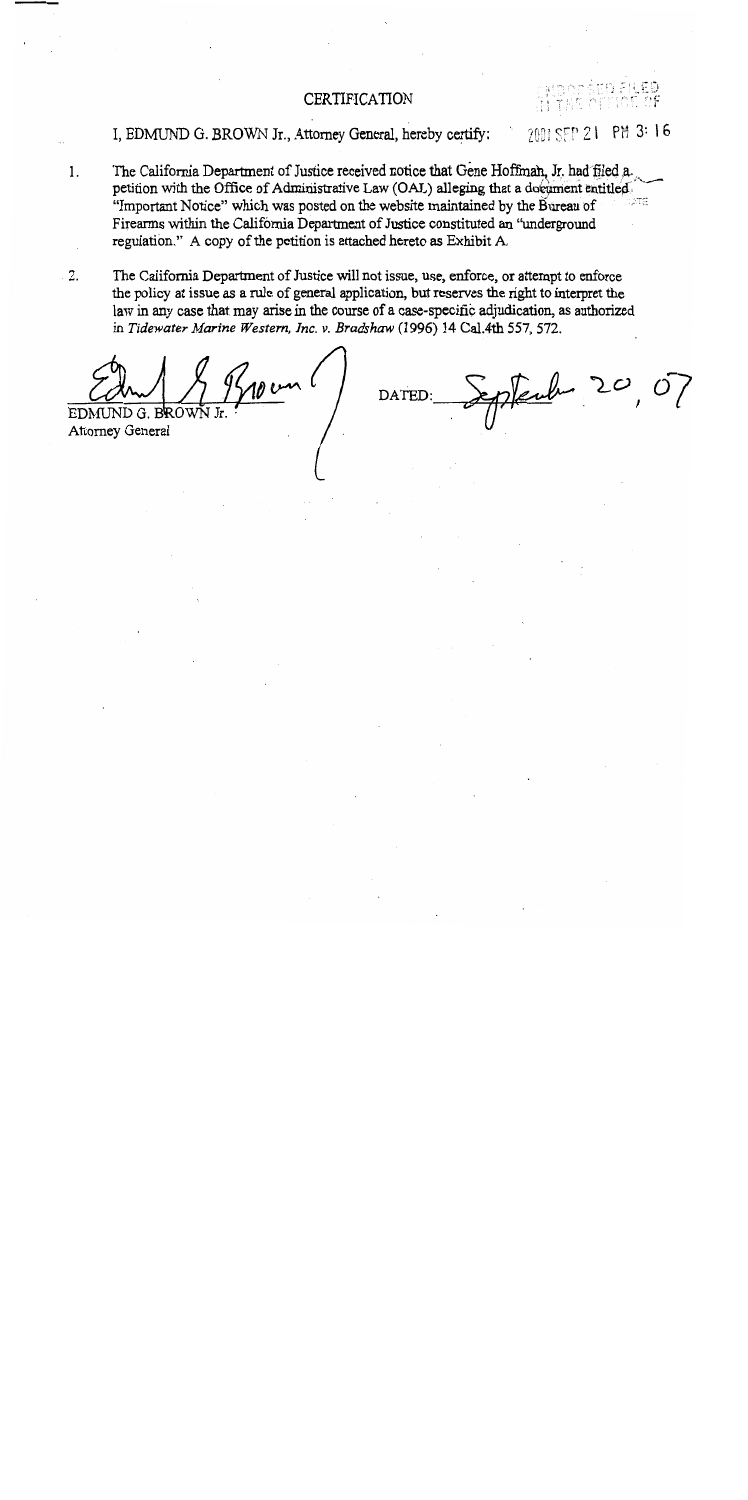# CERTIFICATION

I, EDMUND G. BROWN Jr., Attorney General, hereby certify:

2007 SEP 21 PM 3:16

1. The California Department of Justice received notice that Gene Hoffman, Jr. had filed a petition with the Office of Administrative Law (OAL) alleging that a document entitled "Important Notice" which was posted on the website maintained by the Bureau of Firearms within the California Department of Justice constituted an "underground regulation." A copy of the petition is attached hereto as Exhibit A.

2. The California Department of Justice will not issue, use, enforce, or attempt to enforce the policy at issue as a rule of general application, but reserves the right to interpret the law in any case that may arise in the course of a case-specific adjudication, as authorized in *Tidewater Marine Western, Inc. v. Bradshaw* (1996) 14 Cal.4th 557, 572.

EDMUND G. BROWN Jr.
Attorney General

DATED: September 20, 07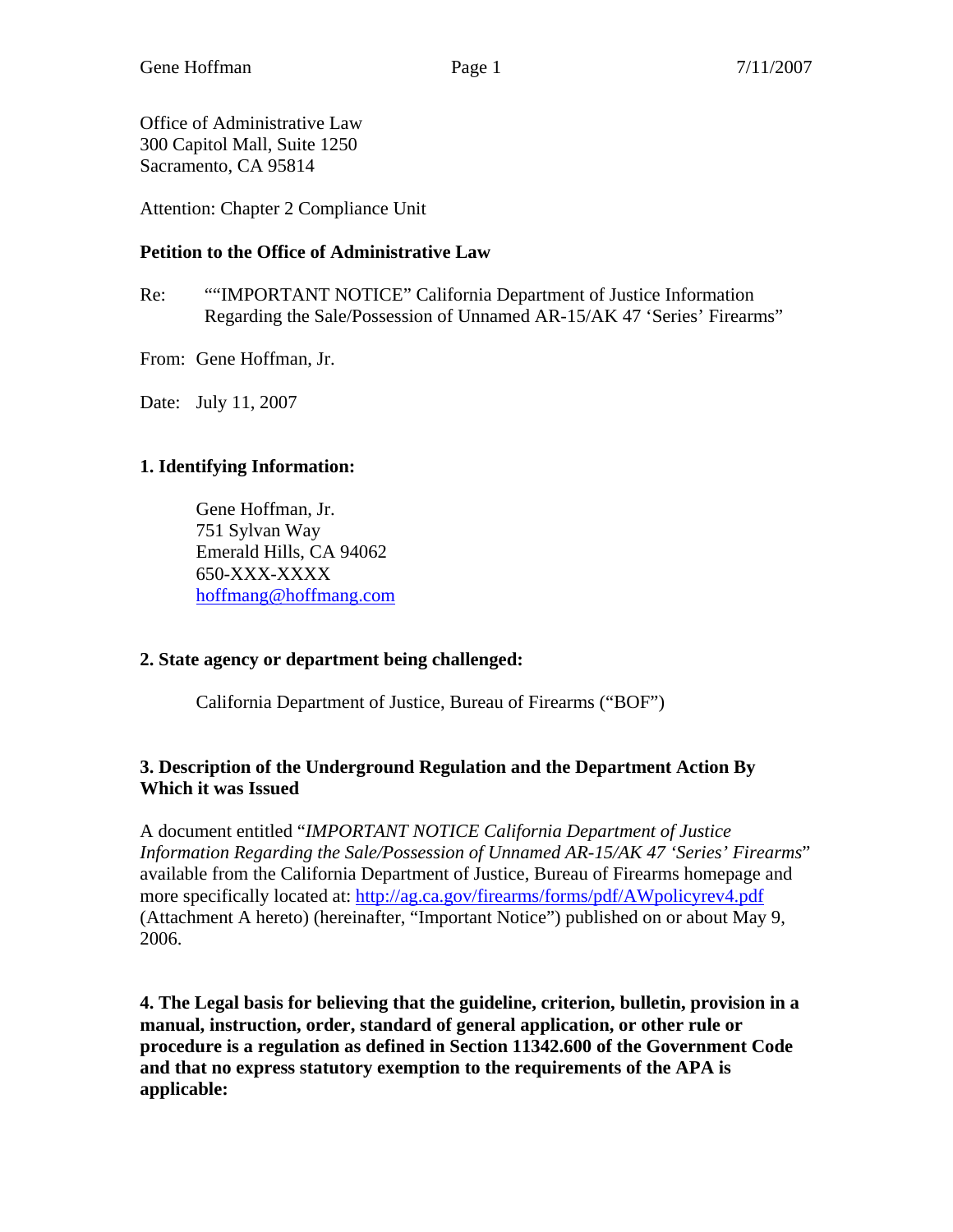Office of Administrative Law
300 Capitol Mall, Suite 1250
Sacramento, CA 95814

Attention: Chapter 2 Compliance Unit

**Petition to the Office of Administrative Law**

Re: ""IMPORTANT NOTICE" California Department of Justice Information Regarding the Sale/Possession of Unnamed AR-15/AK 47 'Series' Firearms"

From: Gene Hoffman, Jr.

Date: July 11, 2007

## 1. Identifying Information:

Gene Hoffman, Jr.
751 Sylvan Way
Emerald Hills, CA 94062
650-XXX-XXXX
hoffmang@hoffmang.com

## 2. State agency or department being challenged:

California Department of Justice, Bureau of Firearms ("BOF")

## 3. Description of the Underground Regulation and the Department Action By Which it was Issued

A document entitled "*IMPORTANT NOTICE California Department of Justice Information Regarding the Sale/Possession of Unnamed AR-15/AK 47 'Series' Firearms*" available from the California Department of Justice, Bureau of Firearms homepage and more specifically located at: http://ag.ca.gov/firearms/forms/pdf/AWpolicyrev4.pdf (Attachment A hereto) (hereinafter, "Important Notice") published on or about May 9, 2006.

## 4. The Legal basis for believing that the guideline, criterion, bulletin, provision in a manual, instruction, order, standard of general application, or other rule or procedure is a regulation as defined in Section 11342.600 of the Government Code and that no express statutory exemption to the requirements of the APA is applicable: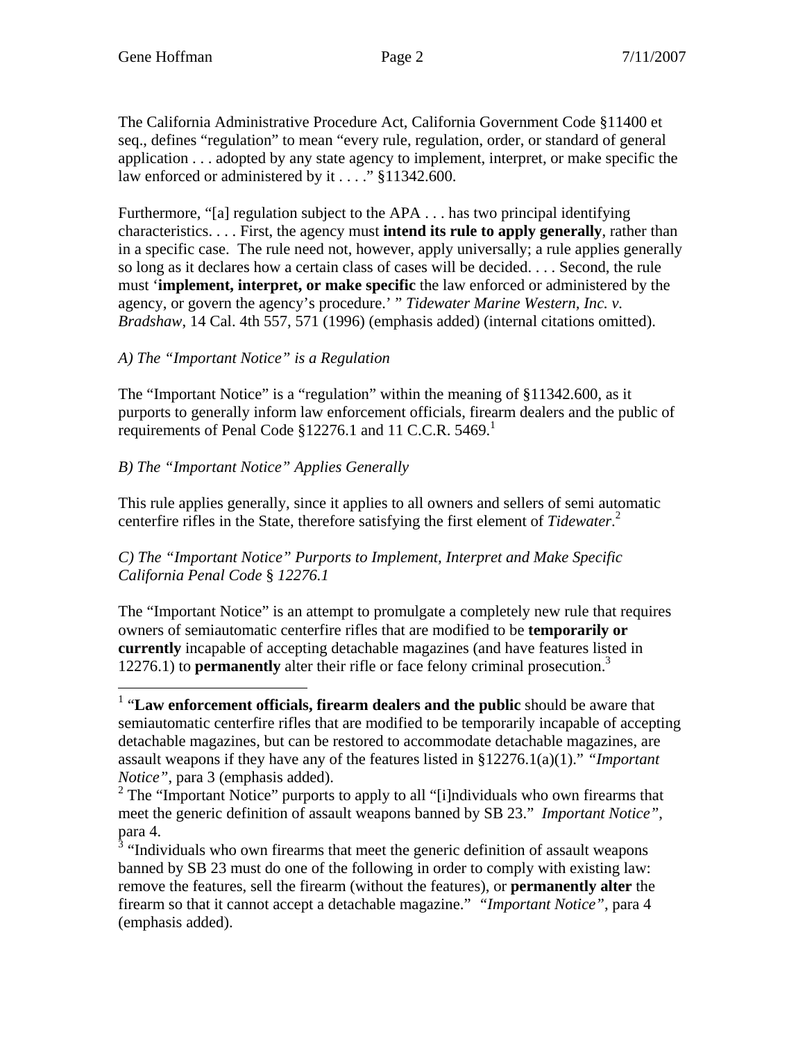The California Administrative Procedure Act, California Government Code §11400 et seq., defines "regulation" to mean "every rule, regulation, order, or standard of general application . . . adopted by any state agency to implement, interpret, or make specific the law enforced or administered by it . . . ." §11342.600.

Furthermore, "[a] regulation subject to the APA . . . has two principal identifying characteristics. . . . First, the agency must **intend its rule to apply generally**, rather than in a specific case. The rule need not, however, apply universally; a rule applies generally so long as it declares how a certain class of cases will be decided. . . . Second, the rule must '**implement, interpret, or make specific** the law enforced or administered by the agency, or govern the agency's procedure.' " *Tidewater Marine Western, Inc. v. Bradshaw*, 14 Cal. 4th 557, 571 (1996) (emphasis added) (internal citations omitted).

*A) The "Important Notice" is a Regulation*

The "Important Notice" is a "regulation" within the meaning of §11342.600, as it purports to generally inform law enforcement officials, firearm dealers and the public of requirements of Penal Code §12276.1 and 11 C.C.R. 5469.[1]

*B) The "Important Notice" Applies Generally*

This rule applies generally, since it applies to all owners and sellers of semi automatic centerfire rifles in the State, therefore satisfying the first element of *Tidewater*.[2]

*C) The "Important Notice" Purports to Implement, Interpret and Make Specific California Penal Code § 12276.1*

The "Important Notice" is an attempt to promulgate a completely new rule that requires owners of semiautomatic centerfire rifles that are modified to be **temporarily or currently** incapable of accepting detachable magazines (and have features listed in 12276.1) to **permanently** alter their rifle or face felony criminal prosecution.[3]

---

[1] "**Law enforcement officials, firearm dealers and the public** should be aware that semiautomatic centerfire rifles that are modified to be temporarily incapable of accepting detachable magazines, but can be restored to accommodate detachable magazines, are assault weapons if they have any of the features listed in §12276.1(a)(1)." *"Important Notice"*, para 3 (emphasis added).

[2] The "Important Notice" purports to apply to all "[i]ndividuals who own firearms that meet the generic definition of assault weapons banned by SB 23." *Important Notice"*, para 4.

[3] "Individuals who own firearms that meet the generic definition of assault weapons banned by SB 23 must do one of the following in order to comply with existing law: remove the features, sell the firearm (without the features), or **permanently alter** the firearm so that it cannot accept a detachable magazine." *"Important Notice"*, para 4 (emphasis added).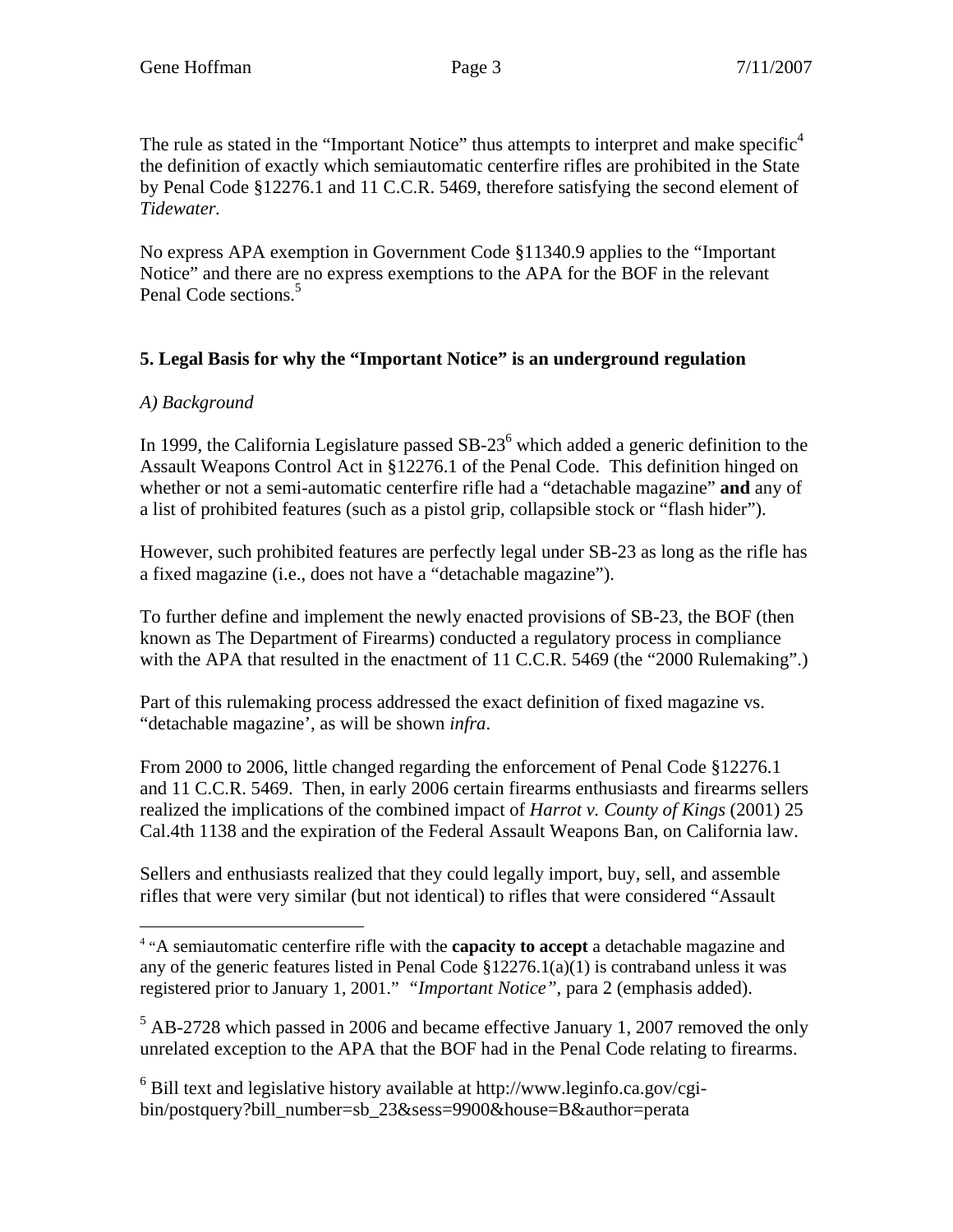The rule as stated in the "Important Notice" thus attempts to interpret and make specific[4] the definition of exactly which semiautomatic centerfire rifles are prohibited in the State by Penal Code §12276.1 and 11 C.C.R. 5469, therefore satisfying the second element of *Tidewater.*

No express APA exemption in Government Code §11340.9 applies to the "Important Notice" and there are no express exemptions to the APA for the BOF in the relevant Penal Code sections.[5]

**5. Legal Basis for why the "Important Notice" is an underground regulation**

*A) Background*

In 1999, the California Legislature passed SB-23[6] which added a generic definition to the Assault Weapons Control Act in §12276.1 of the Penal Code. This definition hinged on whether or not a semi-automatic centerfire rifle had a "detachable magazine" **and** any of a list of prohibited features (such as a pistol grip, collapsible stock or "flash hider").

However, such prohibited features are perfectly legal under SB-23 as long as the rifle has a fixed magazine (i.e., does not have a "detachable magazine").

To further define and implement the newly enacted provisions of SB-23, the BOF (then known as The Department of Firearms) conducted a regulatory process in compliance with the APA that resulted in the enactment of 11 C.C.R. 5469 (the "2000 Rulemaking".)

Part of this rulemaking process addressed the exact definition of fixed magazine vs. "detachable magazine', as will be shown *infra*.

From 2000 to 2006, little changed regarding the enforcement of Penal Code §12276.1 and 11 C.C.R. 5469. Then, in early 2006 certain firearms enthusiasts and firearms sellers realized the implications of the combined impact of *Harrot v. County of Kings* (2001) 25 Cal.4th 1138 and the expiration of the Federal Assault Weapons Ban, on California law.

Sellers and enthusiasts realized that they could legally import, buy, sell, and assemble rifles that were very similar (but not identical) to rifles that were considered "Assault

---

[4] "A semiautomatic centerfire rifle with the **capacity to accept** a detachable magazine and any of the generic features listed in Penal Code §12276.1(a)(1) is contraband unless it was registered prior to January 1, 2001." "*Important Notice"*, para 2 (emphasis added).

[5] AB-2728 which passed in 2006 and became effective January 1, 2007 removed the only unrelated exception to the APA that the BOF had in the Penal Code relating to firearms.

[6] Bill text and legislative history available at http://www.leginfo.ca.gov/cgi-bin/postquery?bill_number=sb_23&sess=9900&house=B&author=perata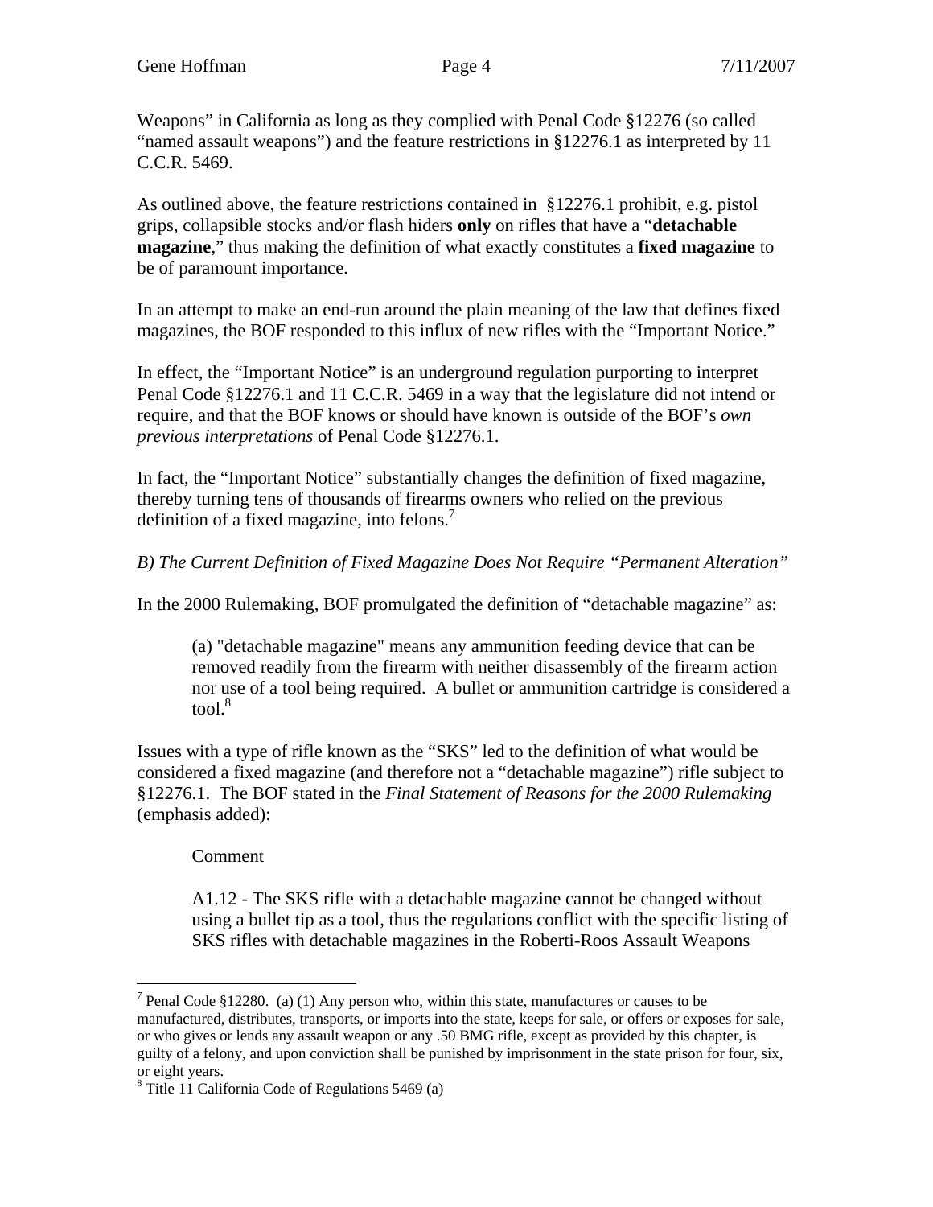Weapons" in California as long as they complied with Penal Code §12276 (so called "named assault weapons") and the feature restrictions in §12276.1 as interpreted by 11 C.C.R. 5469.

As outlined above, the feature restrictions contained in §12276.1 prohibit, e.g. pistol grips, collapsible stocks and/or flash hiders **only** on rifles that have a "**detachable magazine**," thus making the definition of what exactly constitutes a **fixed magazine** to be of paramount importance.

In an attempt to make an end-run around the plain meaning of the law that defines fixed magazines, the BOF responded to this influx of new rifles with the "Important Notice."

In effect, the "Important Notice" is an underground regulation purporting to interpret Penal Code §12276.1 and 11 C.C.R. 5469 in a way that the legislature did not intend or require, and that the BOF knows or should have known is outside of the BOF's *own previous interpretations* of Penal Code §12276.1.

In fact, the "Important Notice" substantially changes the definition of fixed magazine, thereby turning tens of thousands of firearms owners who relied on the previous definition of a fixed magazine, into felons.[7]

*B) The Current Definition of Fixed Magazine Does Not Require "Permanent Alteration"*

In the 2000 Rulemaking, BOF promulgated the definition of "detachable magazine" as:

> (a) "detachable magazine" means any ammunition feeding device that can be removed readily from the firearm with neither disassembly of the firearm action nor use of a tool being required. A bullet or ammunition cartridge is considered a tool.[8]

Issues with a type of rifle known as the "SKS" led to the definition of what would be considered a fixed magazine (and therefore not a "detachable magazine") rifle subject to §12276.1. The BOF stated in the *Final Statement of Reasons for the 2000 Rulemaking* (emphasis added):

> Comment
>
> A1.12 - The SKS rifle with a detachable magazine cannot be changed without using a bullet tip as a tool, thus the regulations conflict with the specific listing of SKS rifles with detachable magazines in the Roberti-Roos Assault Weapons

---

[7] Penal Code §12280. (a) (1) Any person who, within this state, manufactures or causes to be manufactured, distributes, transports, or imports into the state, keeps for sale, or offers or exposes for sale, or who gives or lends any assault weapon or any .50 BMG rifle, except as provided by this chapter, is guilty of a felony, and upon conviction shall be punished by imprisonment in the state prison for four, six, or eight years.

[8] Title 11 California Code of Regulations 5469 (a)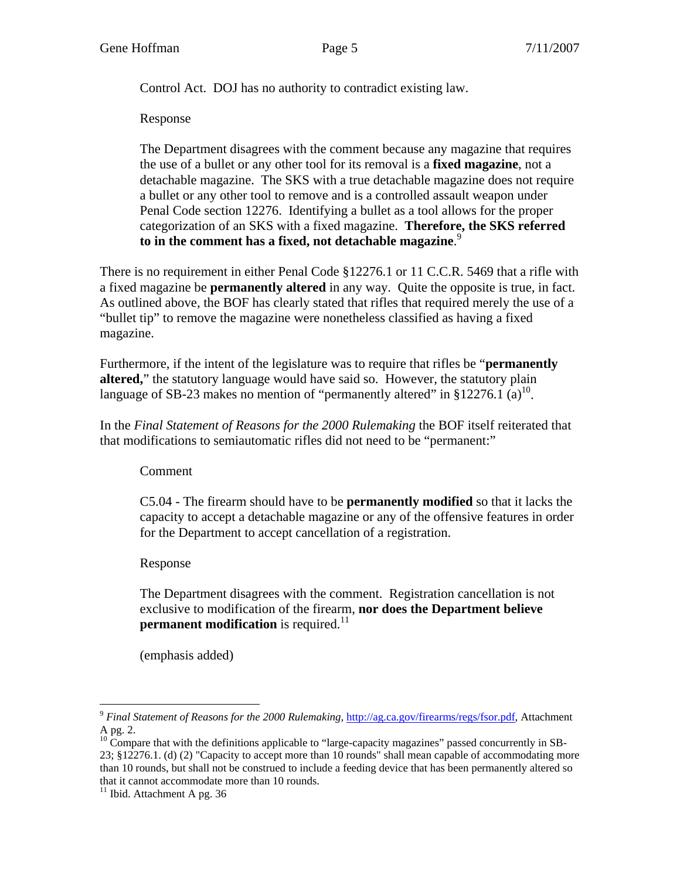> Control Act. DOJ has no authority to contradict existing law.
>
> Response
>
> The Department disagrees with the comment because any magazine that requires the use of a bullet or any other tool for its removal is a **fixed magazine**, not a detachable magazine. The SKS with a true detachable magazine does not require a bullet or any other tool to remove and is a controlled assault weapon under Penal Code section 12276. Identifying a bullet as a tool allows for the proper categorization of an SKS with a fixed magazine. **Therefore, the SKS referred to in the comment has a fixed, not detachable magazine**.[9]

There is no requirement in either Penal Code §12276.1 or 11 C.C.R. 5469 that a rifle with a fixed magazine be **permanently altered** in any way. Quite the opposite is true, in fact. As outlined above, the BOF has clearly stated that rifles that required merely the use of a "bullet tip" to remove the magazine were nonetheless classified as having a fixed magazine.

Furthermore, if the intent of the legislature was to require that rifles be "**permanently altered,**" the statutory language would have said so. However, the statutory plain language of SB-23 makes no mention of "permanently altered" in §12276.1 (a)[10].

In the *Final Statement of Reasons for the 2000 Rulemaking* the BOF itself reiterated that that modifications to semiautomatic rifles did not need to be "permanent:"

> Comment
>
> C5.04 - The firearm should have to be **permanently modified** so that it lacks the capacity to accept a detachable magazine or any of the offensive features in order for the Department to accept cancellation of a registration.
>
> Response
>
> The Department disagrees with the comment. Registration cancellation is not exclusive to modification of the firearm, **nor does the Department believe permanent modification** is required.[11]
>
> (emphasis added)

---

[9] *Final Statement of Reasons for the 2000 Rulemaking*, http://ag.ca.gov/firearms/regs/fsor.pdf, Attachment A pg. 2.

[10] Compare that with the definitions applicable to "large-capacity magazines" passed concurrently in SB-23; §12276.1. (d) (2) "Capacity to accept more than 10 rounds" shall mean capable of accommodating more than 10 rounds, but shall not be construed to include a feeding device that has been permanently altered so that it cannot accommodate more than 10 rounds.

[11] Ibid. Attachment A pg. 36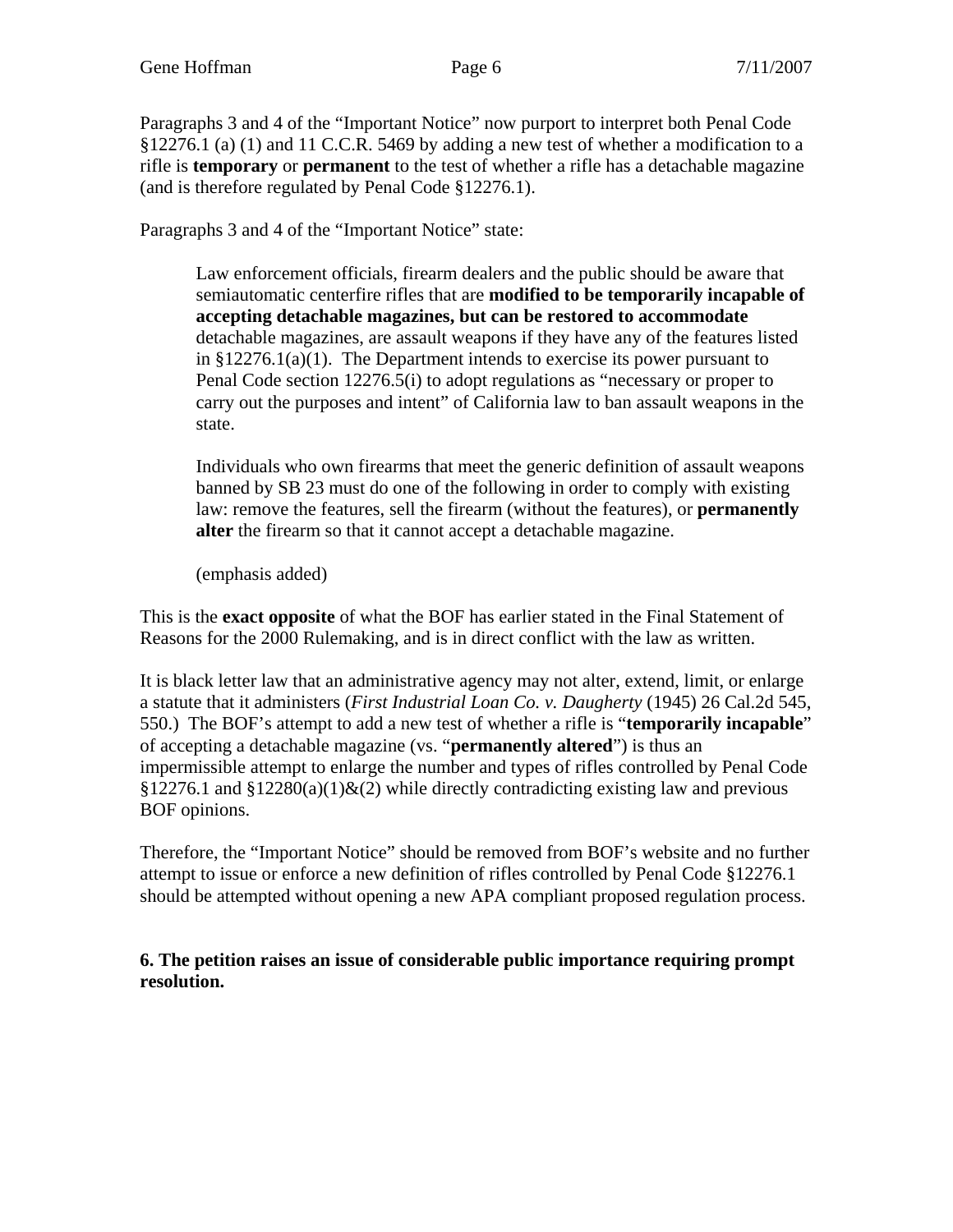Paragraphs 3 and 4 of the "Important Notice" now purport to interpret both Penal Code §12276.1 (a) (1) and 11 C.C.R. 5469 by adding a new test of whether a modification to a rifle is **temporary** or **permanent** to the test of whether a rifle has a detachable magazine (and is therefore regulated by Penal Code §12276.1).

Paragraphs 3 and 4 of the "Important Notice" state:

> Law enforcement officials, firearm dealers and the public should be aware that semiautomatic centerfire rifles that are **modified to be temporarily incapable of accepting detachable magazines, but can be restored to accommodate** detachable magazines, are assault weapons if they have any of the features listed in §12276.1(a)(1). The Department intends to exercise its power pursuant to Penal Code section 12276.5(i) to adopt regulations as "necessary or proper to carry out the purposes and intent" of California law to ban assault weapons in the state.
>
> Individuals who own firearms that meet the generic definition of assault weapons banned by SB 23 must do one of the following in order to comply with existing law: remove the features, sell the firearm (without the features), or **permanently alter** the firearm so that it cannot accept a detachable magazine.
>
> (emphasis added)

This is the **exact opposite** of what the BOF has earlier stated in the Final Statement of Reasons for the 2000 Rulemaking, and is in direct conflict with the law as written.

It is black letter law that an administrative agency may not alter, extend, limit, or enlarge a statute that it administers (*First Industrial Loan Co. v. Daugherty* (1945) 26 Cal.2d 545, 550.) The BOF's attempt to add a new test of whether a rifle is "**temporarily incapable**" of accepting a detachable magazine (vs. "**permanently altered**") is thus an impermissible attempt to enlarge the number and types of rifles controlled by Penal Code §12276.1 and §12280(a)(1)&(2) while directly contradicting existing law and previous BOF opinions.

Therefore, the "Important Notice" should be removed from BOF's website and no further attempt to issue or enforce a new definition of rifles controlled by Penal Code §12276.1 should be attempted without opening a new APA compliant proposed regulation process.

**6. The petition raises an issue of considerable public importance requiring prompt resolution.**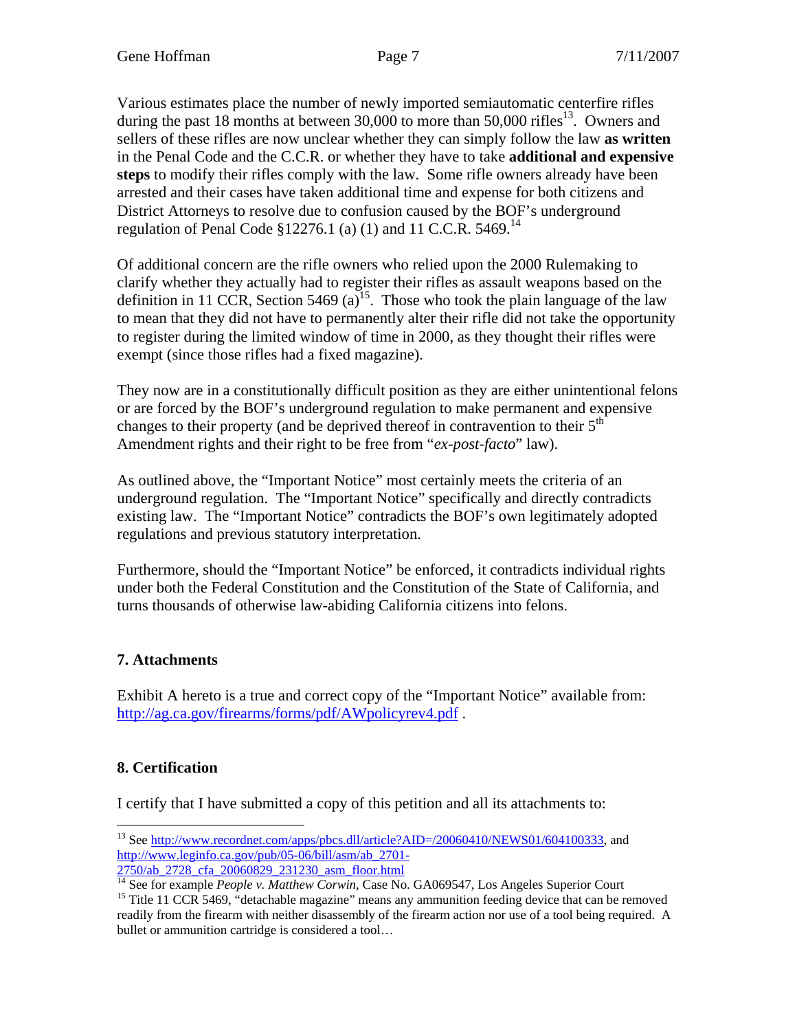Various estimates place the number of newly imported semiautomatic centerfire rifles during the past 18 months at between 30,000 to more than 50,000 rifles[13]. Owners and sellers of these rifles are now unclear whether they can simply follow the law **as written** in the Penal Code and the C.C.R. or whether they have to take **additional and expensive steps** to modify their rifles comply with the law. Some rifle owners already have been arrested and their cases have taken additional time and expense for both citizens and District Attorneys to resolve due to confusion caused by the BOF's underground regulation of Penal Code §12276.1 (a) (1) and 11 C.C.R. 5469.[14]

Of additional concern are the rifle owners who relied upon the 2000 Rulemaking to clarify whether they actually had to register their rifles as assault weapons based on the definition in 11 CCR, Section 5469 (a)[15]. Those who took the plain language of the law to mean that they did not have to permanently alter their rifle did not take the opportunity to register during the limited window of time in 2000, as they thought their rifles were exempt (since those rifles had a fixed magazine).

They now are in a constitutionally difficult position as they are either unintentional felons or are forced by the BOF's underground regulation to make permanent and expensive changes to their property (and be deprived thereof in contravention to their 5th Amendment rights and their right to be free from "*ex-post-facto*" law).

As outlined above, the "Important Notice" most certainly meets the criteria of an underground regulation. The "Important Notice" specifically and directly contradicts existing law. The "Important Notice" contradicts the BOF's own legitimately adopted regulations and previous statutory interpretation.

Furthermore, should the "Important Notice" be enforced, it contradicts individual rights under both the Federal Constitution and the Constitution of the State of California, and turns thousands of otherwise law-abiding California citizens into felons.

## 7. Attachments

Exhibit A hereto is a true and correct copy of the "Important Notice" available from: http://ag.ca.gov/firearms/forms/pdf/AWpolicyrev4.pdf .

## 8. Certification

I certify that I have submitted a copy of this petition and all its attachments to:

---

[13] See http://www.recordnet.com/apps/pbcs.dll/article?AID=/20060410/NEWS01/604100333, and http://www.leginfo.ca.gov/pub/05-06/bill/asm/ab_2701-2750/ab_2728_cfa_20060829_231230_asm_floor.html

[14] See for example *People v. Matthew Corwin*, Case No. GA069547, Los Angeles Superior Court

[15] Title 11 CCR 5469, "detachable magazine" means any ammunition feeding device that can be removed readily from the firearm with neither disassembly of the firearm action nor use of a tool being required. A bullet or ammunition cartridge is considered a tool…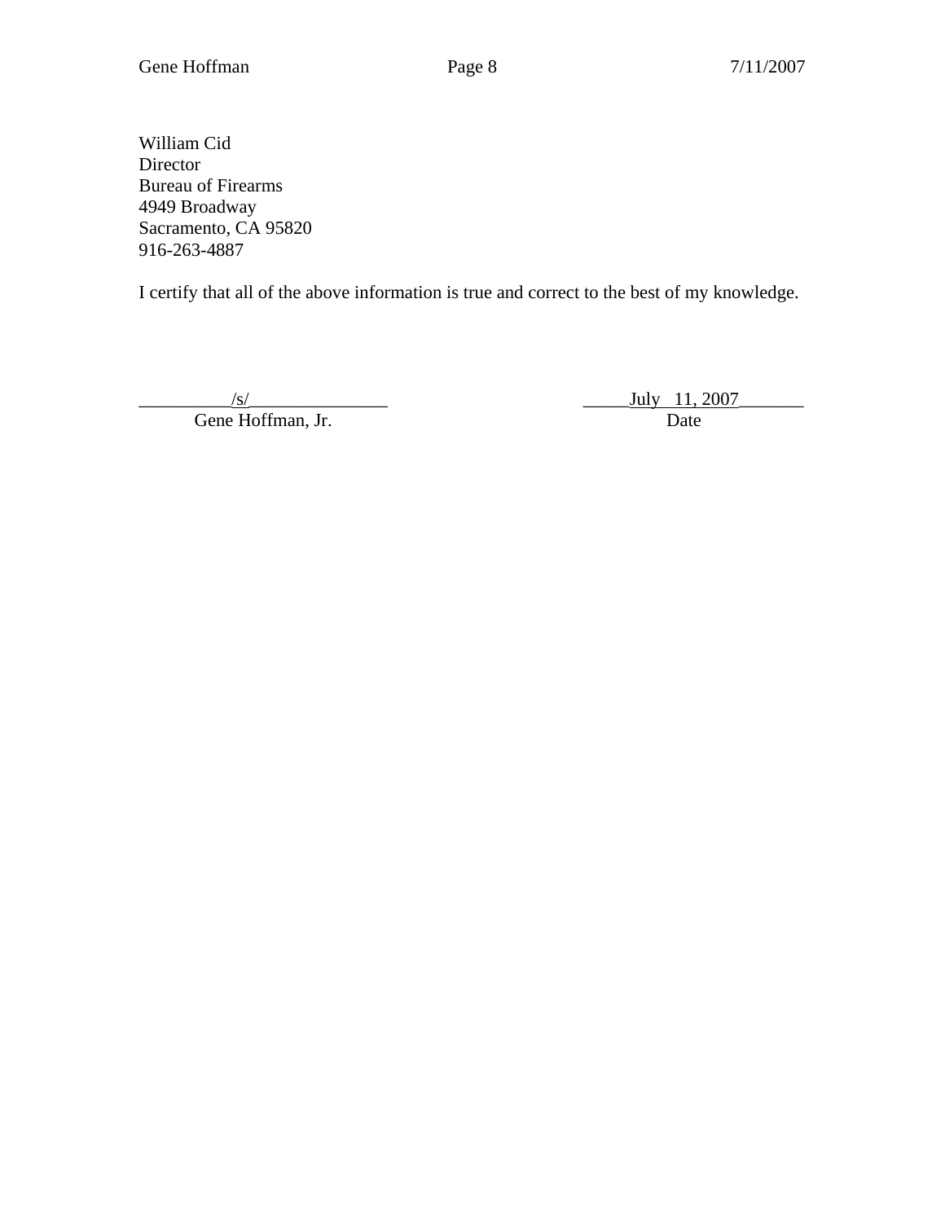William Cid
Director
Bureau of Firearms
4949 Broadway
Sacramento, CA 95820
916-263-4887

I certify that all of the above information is true and correct to the best of my knowledge.

| __________/s/_______________ | _____July 11, 2007_______ |
|---|---|
| Gene Hoffman, Jr. | Date |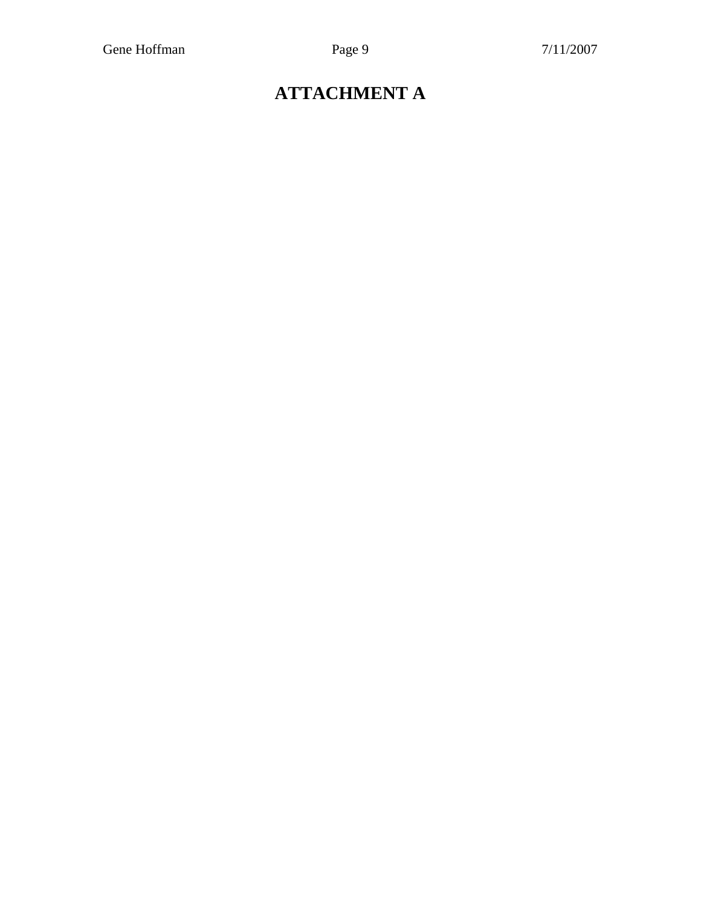# ATTACHMENT A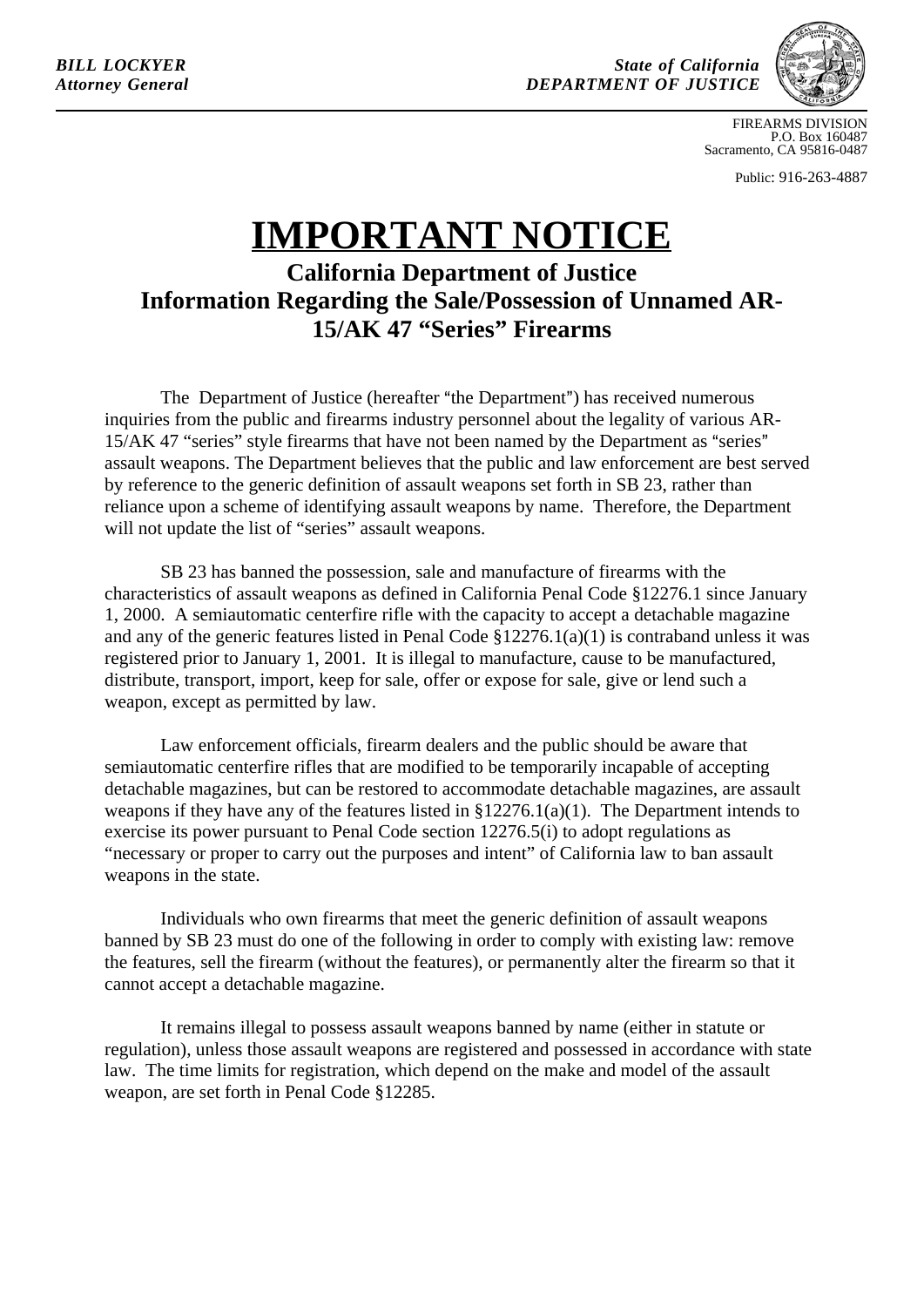*BILL LOCKYER*
*Attorney General*

*State of California*
*DEPARTMENT OF JUSTICE*

FIREARMS DIVISION
P.O. Box 160487
Sacramento, CA 95816-0487

Public: 916-263-4887

# IMPORTANT NOTICE

## California Department of Justice
## Information Regarding the Sale/Possession of Unnamed AR-15/AK 47 "Series" Firearms

The Department of Justice (hereafter "the Department") has received numerous inquiries from the public and firearms industry personnel about the legality of various AR-15/AK 47 "series" style firearms that have not been named by the Department as "series" assault weapons. The Department believes that the public and law enforcement are best served by reference to the generic definition of assault weapons set forth in SB 23, rather than reliance upon a scheme of identifying assault weapons by name. Therefore, the Department will not update the list of "series" assault weapons.

SB 23 has banned the possession, sale and manufacture of firearms with the characteristics of assault weapons as defined in California Penal Code §12276.1 since January 1, 2000. A semiautomatic centerfire rifle with the capacity to accept a detachable magazine and any of the generic features listed in Penal Code §12276.1(a)(1) is contraband unless it was registered prior to January 1, 2001. It is illegal to manufacture, cause to be manufactured, distribute, transport, import, keep for sale, offer or expose for sale, give or lend such a weapon, except as permitted by law.

Law enforcement officials, firearm dealers and the public should be aware that semiautomatic centerfire rifles that are modified to be temporarily incapable of accepting detachable magazines, but can be restored to accommodate detachable magazines, are assault weapons if they have any of the features listed in §12276.1(a)(1). The Department intends to exercise its power pursuant to Penal Code section 12276.5(i) to adopt regulations as "necessary or proper to carry out the purposes and intent" of California law to ban assault weapons in the state.

Individuals who own firearms that meet the generic definition of assault weapons banned by SB 23 must do one of the following in order to comply with existing law: remove the features, sell the firearm (without the features), or permanently alter the firearm so that it cannot accept a detachable magazine.

It remains illegal to possess assault weapons banned by name (either in statute or regulation), unless those assault weapons are registered and possessed in accordance with state law. The time limits for registration, which depend on the make and model of the assault weapon, are set forth in Penal Code §12285.